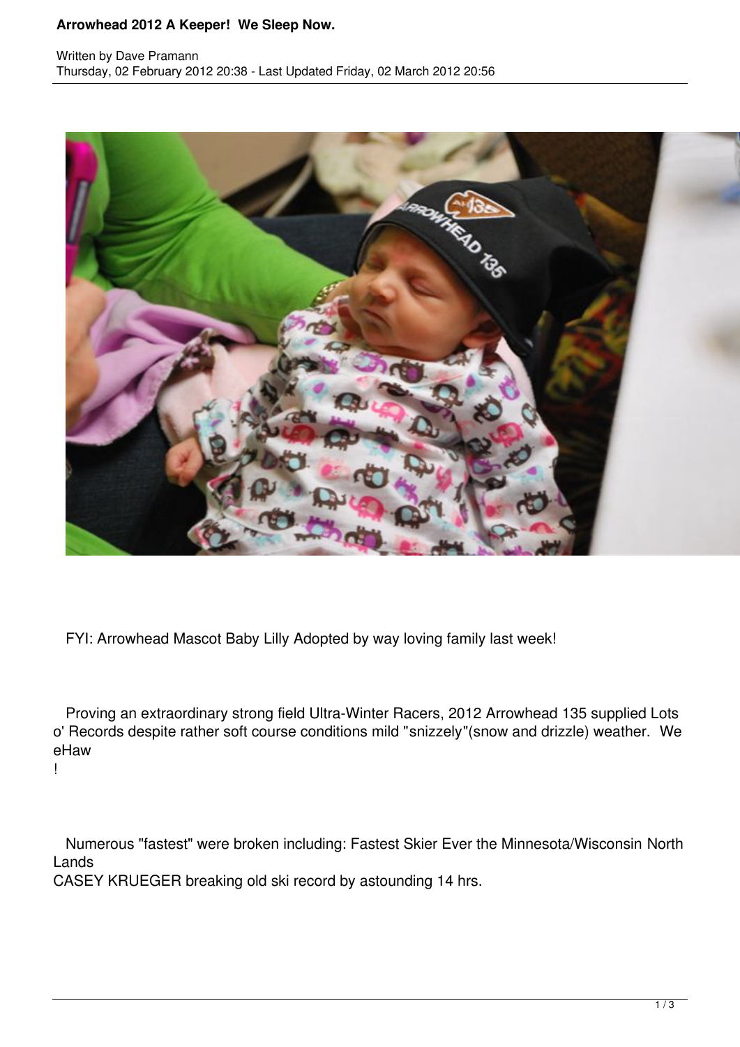# Arrowhead 2012 A Keeper! We Sleep Now.

Written by Dave Pramann
Thursday, 02 February 2012 20:38 - Last Updated Friday, 02 March 2012 20:56

FYI: Arrowhead Mascot Baby Lilly Adopted by way loving family last week!

Proving an extraordinary strong field Ultra-Winter Racers, 2012 Arrowhead 135 supplied Lots o' Records despite rather soft course conditions mild "snizzely"(snow and drizzle) weather. We eHaw
!

Numerous "fastest" were broken including: Fastest Skier Ever the Minnesota/Wisconsin North Lands
CASEY KRUEGER breaking old ski record by astounding 14 hrs.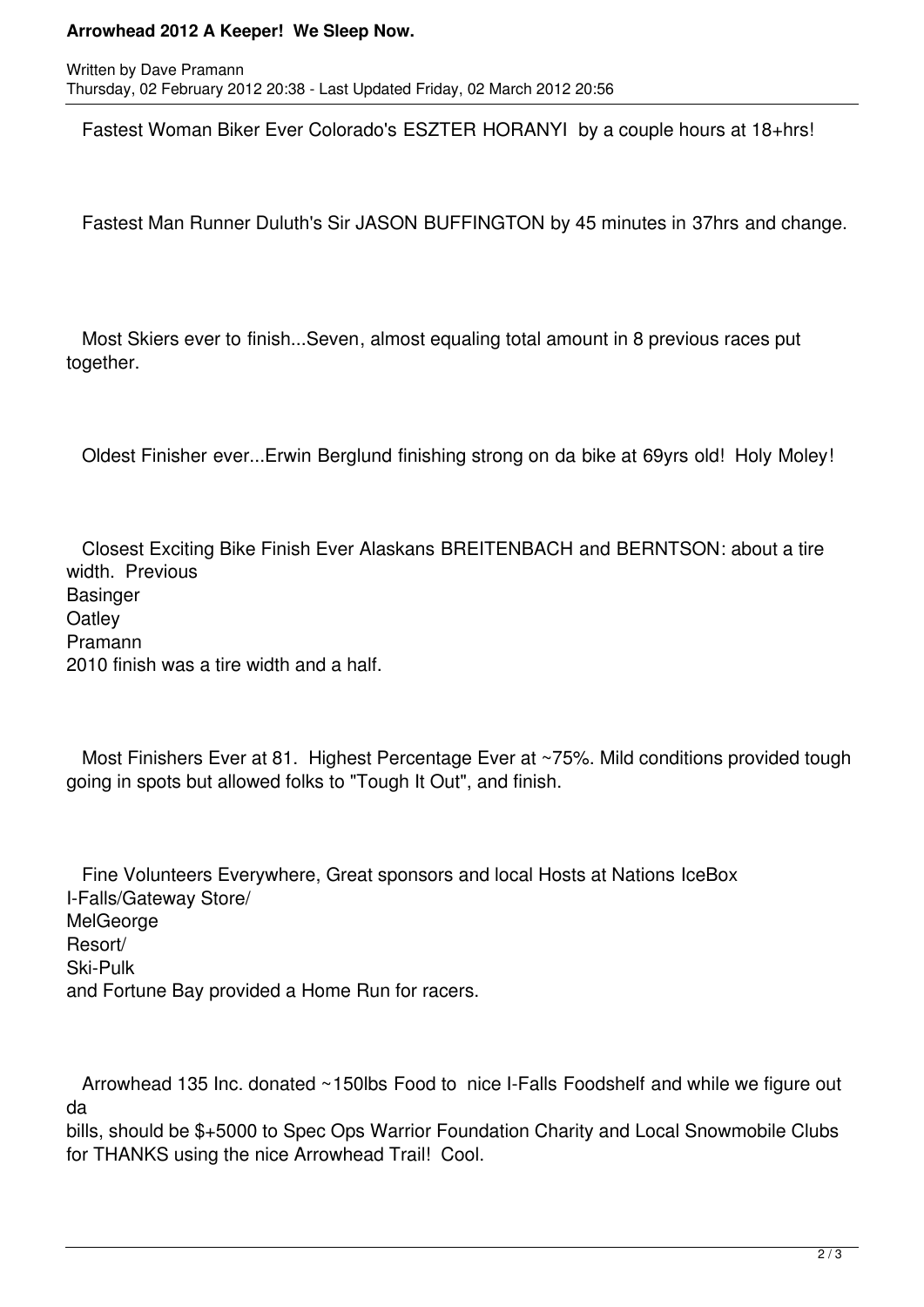Fastest Woman Biker Ever Colorado's ESZTER HORANYI by a couple hours at 18+hrs!

Fastest Man Runner Duluth's Sir JASON BUFFINGTON by 45 minutes in 37hrs and change.

Most Skiers ever to finish...Seven, almost equaling total amount in 8 previous races put together.

Oldest Finisher ever...Erwin Berglund finishing strong on da bike at 69yrs old! Holy Moley!

Closest Exciting Bike Finish Ever Alaskans BREITENBACH and BERNTSON: about a tire width. Previous Basinger Oatley Pramann 2010 finish was a tire width and a half.

Most Finishers Ever at 81. Highest Percentage Ever at ~75%. Mild conditions provided tough going in spots but allowed folks to "Tough It Out", and finish.

Fine Volunteers Everywhere, Great sponsors and local Hosts at Nations IceBox I-Falls/Gateway Store/ MelGeorge Resort/ Ski-Pulk and Fortune Bay provided a Home Run for racers.

Arrowhead 135 Inc. donated ~150lbs Food to nice I-Falls Foodshelf and while we figure out da bills, should be $+5000 to Spec Ops Warrior Foundation Charity and Local Snowmobile Clubs for THANKS using the nice Arrowhead Trail! Cool.